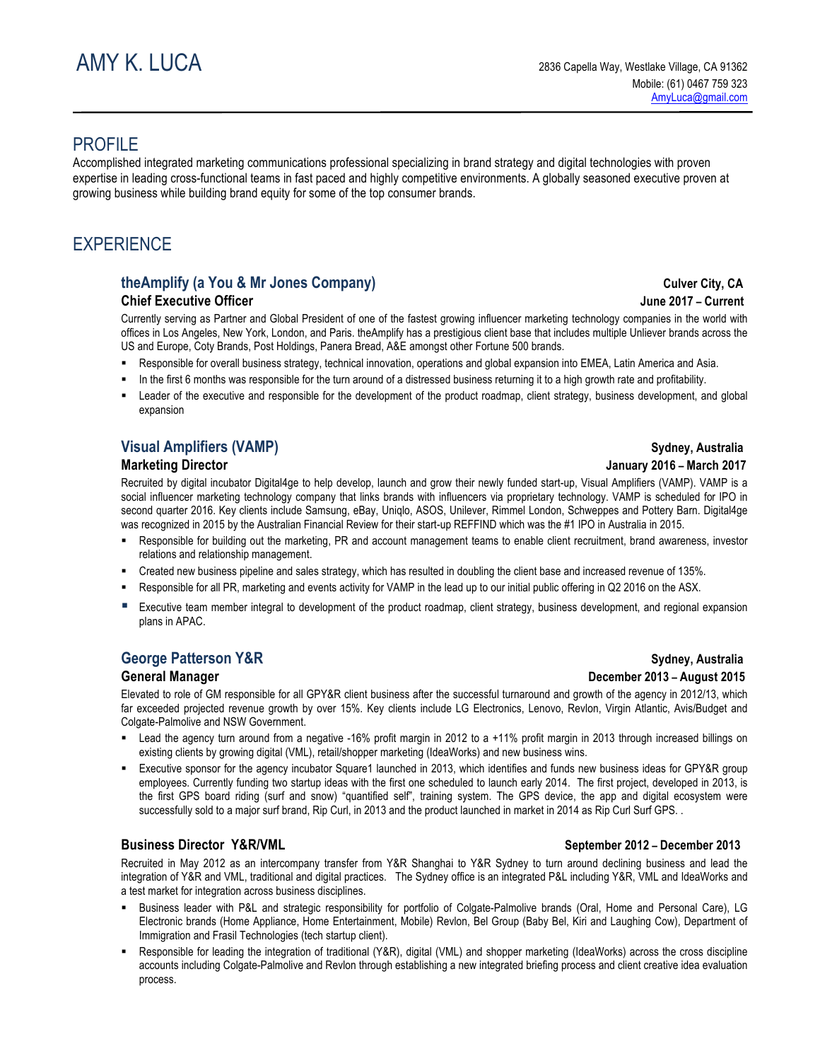# AMY K. LUCA

2836 Capella Way, Westlake Village, CA 91362
Mobile: (61) 0467 759 323
AmyLuca@gmail.com

## PROFILE

Accomplished integrated marketing communications professional specializing in brand strategy and digital technologies with proven expertise in leading cross-functional teams in fast paced and highly competitive environments. A globally seasoned executive proven at growing business while building brand equity for some of the top consumer brands.

## EXPERIENCE

### theAmplify (a You & Mr Jones Company) — Culver City, CA

**Chief Executive Officer** — **June 2017 – Current**

Currently serving as Partner and Global President of one of the fastest growing influencer marketing technology companies in the world with offices in Los Angeles, New York, London, and Paris. theAmplify has a prestigious client base that includes multiple Unliever brands across the US and Europe, Coty Brands, Post Holdings, Panera Bread, A&E amongst other Fortune 500 brands.

- Responsible for overall business strategy, technical innovation, operations and global expansion into EMEA, Latin America and Asia.
- In the first 6 months was responsible for the turn around of a distressed business returning it to a high growth rate and profitability.
- Leader of the executive and responsible for the development of the product roadmap, client strategy, business development, and global expansion

### Visual Amplifiers (VAMP) — Sydney, Australia

**Marketing Director** — **January 2016 – March 2017**

Recruited by digital incubator Digital4ge to help develop, launch and grow their newly funded start-up, Visual Amplifiers (VAMP). VAMP is a social influencer marketing technology company that links brands with influencers via proprietary technology. VAMP is scheduled for IPO in second quarter 2016. Key clients include Samsung, eBay, Uniqlo, ASOS, Unilever, Rimmel London, Schweppes and Pottery Barn. Digital4ge was recognized in 2015 by the Australian Financial Review for their start-up REFFIND which was the #1 IPO in Australia in 2015.

- Responsible for building out the marketing, PR and account management teams to enable client recruitment, brand awareness, investor relations and relationship management.
- Created new business pipeline and sales strategy, which has resulted in doubling the client base and increased revenue of 135%.
- Responsible for all PR, marketing and events activity for VAMP in the lead up to our initial public offering in Q2 2016 on the ASX.
- Executive team member integral to development of the product roadmap, client strategy, business development, and regional expansion plans in APAC.

### George Patterson Y&R — Sydney, Australia

**General Manager** — **December 2013 – August 2015**

Elevated to role of GM responsible for all GPY&R client business after the successful turnaround and growth of the agency in 2012/13, which far exceeded projected revenue growth by over 15%. Key clients include LG Electronics, Lenovo, Revlon, Virgin Atlantic, Avis/Budget and Colgate-Palmolive and NSW Government.

- Lead the agency turn around from a negative -16% profit margin in 2012 to a +11% profit margin in 2013 through increased billings on existing clients by growing digital (VML), retail/shopper marketing (IdeaWorks) and new business wins.
- Executive sponsor for the agency incubator Square1 launched in 2013, which identifies and funds new business ideas for GPY&R group employees. Currently funding two startup ideas with the first one scheduled to launch early 2014. The first project, developed in 2013, is the first GPS board riding (surf and snow) "quantified self", training system. The GPS device, the app and digital ecosystem were successfully sold to a major surf brand, Rip Curl, in 2013 and the product launched in market in 2014 as Rip Curl Surf GPS. .

**Business Director Y&R/VML** — **September 2012 – December 2013**

Recruited in May 2012 as an intercompany transfer from Y&R Shanghai to Y&R Sydney to turn around declining business and lead the integration of Y&R and VML, traditional and digital practices. The Sydney office is an integrated P&L including Y&R, VML and IdeaWorks and a test market for integration across business disciplines.

- Business leader with P&L and strategic responsibility for portfolio of Colgate-Palmolive brands (Oral, Home and Personal Care), LG Electronic brands (Home Appliance, Home Entertainment, Mobile) Revlon, Bel Group (Baby Bel, Kiri and Laughing Cow), Department of Immigration and Frasil Technologies (tech startup client).
- Responsible for leading the integration of traditional (Y&R), digital (VML) and shopper marketing (IdeaWorks) across the cross discipline accounts including Colgate-Palmolive and Revlon through establishing a new integrated briefing process and client creative idea evaluation process.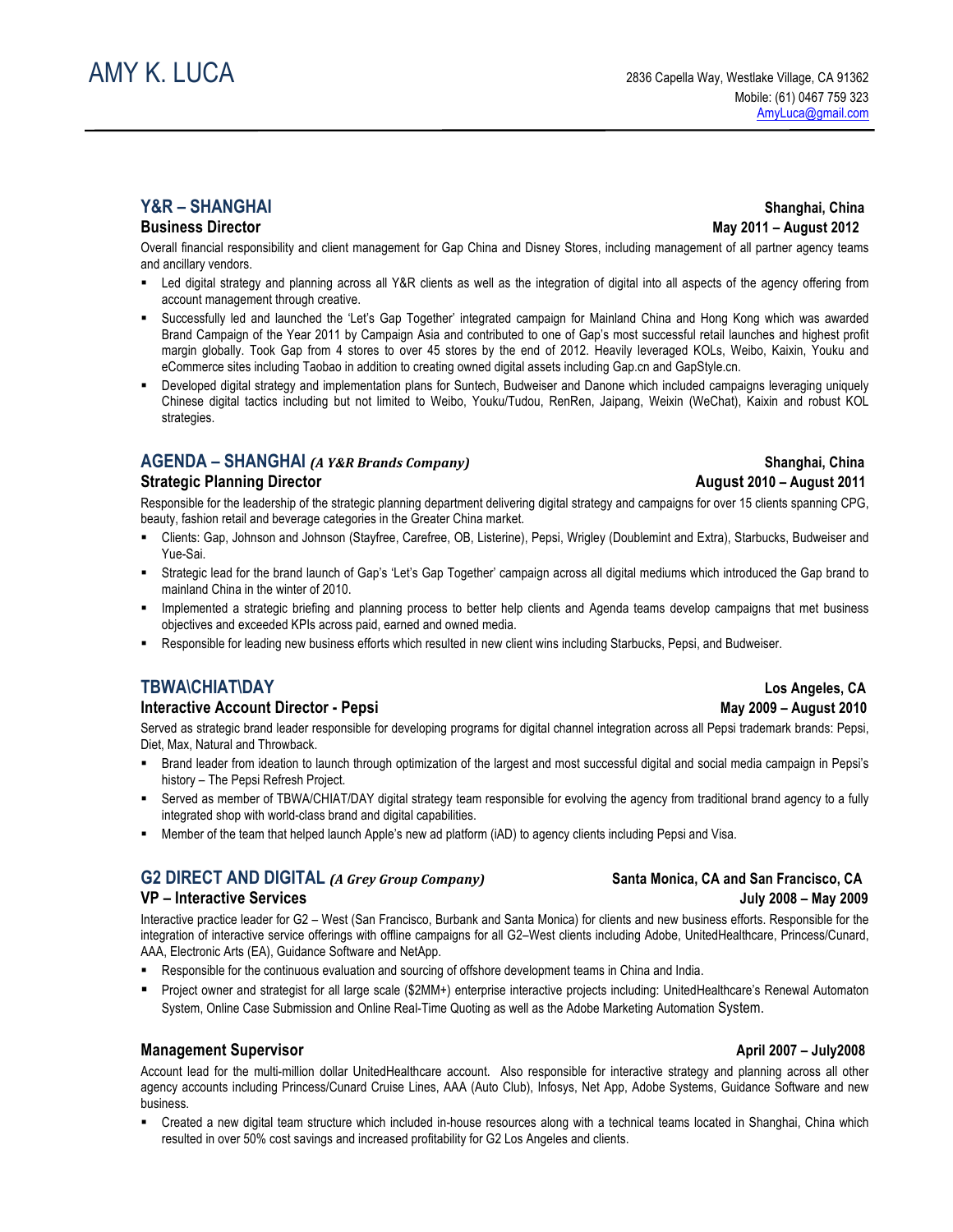# AMY K. LUCA

2836 Capella Way, Westlake Village, CA 91362
Mobile: (61) 0467 759 323
AmyLuca@gmail.com

---

## Y&R – SHANGHAI

**Shanghai, China**

### Business Director

**May 2011 – August 2012**

Overall financial responsibility and client management for Gap China and Disney Stores, including management of all partner agency teams and ancillary vendors.

- Led digital strategy and planning across all Y&R clients as well as the integration of digital into all aspects of the agency offering from account management through creative.
- Successfully led and launched the 'Let's Gap Together' integrated campaign for Mainland China and Hong Kong which was awarded Brand Campaign of the Year 2011 by Campaign Asia and contributed to one of Gap's most successful retail launches and highest profit margin globally. Took Gap from 4 stores to over 45 stores by the end of 2012. Heavily leveraged KOLs, Weibo, Kaixin, Youku and eCommerce sites including Taobao in addition to creating owned digital assets including Gap.cn and GapStyle.cn.
- Developed digital strategy and implementation plans for Suntech, Budweiser and Danone which included campaigns leveraging uniquely Chinese digital tactics including but not limited to Weibo, Youku/Tudou, RenRen, Jaipang, Weixin (WeChat), Kaixin and robust KOL strategies.

## AGENDA – SHANGHAI *(A Y&R Brands Company)*

**Shanghai, China**

### Strategic Planning Director

**August 2010 – August 2011**

Responsible for the leadership of the strategic planning department delivering digital strategy and campaigns for over 15 clients spanning CPG, beauty, fashion retail and beverage categories in the Greater China market.

- Clients: Gap, Johnson and Johnson (Stayfree, Carefree, OB, Listerine), Pepsi, Wrigley (Doublemint and Extra), Starbucks, Budweiser and Yue-Sai.
- Strategic lead for the brand launch of Gap's 'Let's Gap Together' campaign across all digital mediums which introduced the Gap brand to mainland China in the winter of 2010.
- Implemented a strategic briefing and planning process to better help clients and Agenda teams develop campaigns that met business objectives and exceeded KPIs across paid, earned and owned media.
- Responsible for leading new business efforts which resulted in new client wins including Starbucks, Pepsi, and Budweiser.

## TBWA\CHIAT\DAY

**Los Angeles, CA**

### Interactive Account Director - Pepsi

**May 2009 – August 2010**

Served as strategic brand leader responsible for developing programs for digital channel integration across all Pepsi trademark brands: Pepsi, Diet, Max, Natural and Throwback.

- Brand leader from ideation to launch through optimization of the largest and most successful digital and social media campaign in Pepsi's history – The Pepsi Refresh Project.
- Served as member of TBWA/CHIAT/DAY digital strategy team responsible for evolving the agency from traditional brand agency to a fully integrated shop with world-class brand and digital capabilities.
- Member of the team that helped launch Apple's new ad platform (iAD) to agency clients including Pepsi and Visa.

## G2 DIRECT AND DIGITAL *(A Grey Group Company)*

**Santa Monica, CA and San Francisco, CA**

### VP – Interactive Services

**July 2008 – May 2009**

Interactive practice leader for G2 – West (San Francisco, Burbank and Santa Monica) for clients and new business efforts. Responsible for the integration of interactive service offerings with offline campaigns for all G2–West clients including Adobe, UnitedHealthcare, Princess/Cunard, AAA, Electronic Arts (EA), Guidance Software and NetApp.

- Responsible for the continuous evaluation and sourcing of offshore development teams in China and India.
- Project owner and strategist for all large scale ($2MM+) enterprise interactive projects including: UnitedHealthcare's Renewal Automaton System, Online Case Submission and Online Real-Time Quoting as well as the Adobe Marketing Automation System.

### Management Supervisor

**April 2007 – July2008**

Account lead for the multi-million dollar UnitedHealthcare account. Also responsible for interactive strategy and planning across all other agency accounts including Princess/Cunard Cruise Lines, AAA (Auto Club), Infosys, Net App, Adobe Systems, Guidance Software and new business.

- Created a new digital team structure which included in-house resources along with a technical teams located in Shanghai, China which resulted in over 50% cost savings and increased profitability for G2 Los Angeles and clients.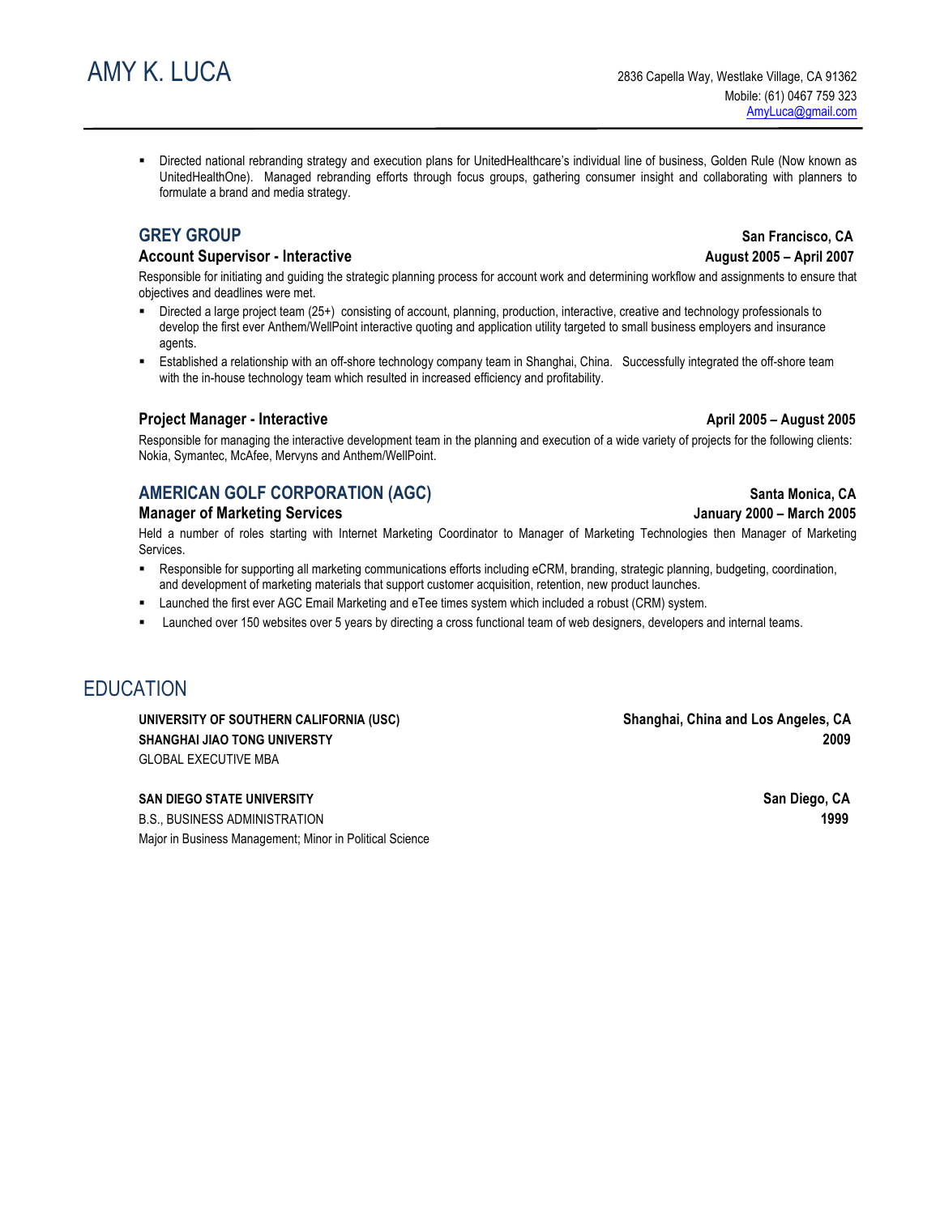# AMY K. LUCA

2836 Capella Way, Westlake Village, CA 91362
Mobile: (61) 0467 759 323
AmyLuca@gmail.com

- Directed national rebranding strategy and execution plans for UnitedHealthcare's individual line of business, Golden Rule (Now known as UnitedHealthOne). Managed rebranding efforts through focus groups, gathering consumer insight and collaborating with planners to formulate a brand and media strategy.

### GREY GROUP — San Francisco, CA

**Account Supervisor - Interactive** — **August 2005 – April 2007**

Responsible for initiating and guiding the strategic planning process for account work and determining workflow and assignments to ensure that objectives and deadlines were met.

- Directed a large project team (25+) consisting of account, planning, production, interactive, creative and technology professionals to develop the first ever Anthem/WellPoint interactive quoting and application utility targeted to small business employers and insurance agents.
- Established a relationship with an off-shore technology company team in Shanghai, China. Successfully integrated the off-shore team with the in-house technology team which resulted in increased efficiency and profitability.

**Project Manager - Interactive** — **April 2005 – August 2005**

Responsible for managing the interactive development team in the planning and execution of a wide variety of projects for the following clients: Nokia, Symantec, McAfee, Mervyns and Anthem/WellPoint.

### AMERICAN GOLF CORPORATION (AGC) — Santa Monica, CA

**Manager of Marketing Services** — **January 2000 – March 2005**

Held a number of roles starting with Internet Marketing Coordinator to Manager of Marketing Technologies then Manager of Marketing Services.

- Responsible for supporting all marketing communications efforts including eCRM, branding, strategic planning, budgeting, coordination, and development of marketing materials that support customer acquisition, retention, new product launches.
- Launched the first ever AGC Email Marketing and eTee times system which included a robust (CRM) system.
- Launched over 150 websites over 5 years by directing a cross functional team of web designers, developers and internal teams.

## EDUCATION

**UNIVERSITY OF SOUTHERN CALIFORNIA (USC)** — **Shanghai, China and Los Angeles, CA**
**SHANGHAI JIAO TONG UNIVERSTY** — **2009**
GLOBAL EXECUTIVE MBA

**SAN DIEGO STATE UNIVERSITY** — **San Diego, CA**
B.S., BUSINESS ADMINISTRATION — **1999**
Major in Business Management; Minor in Political Science